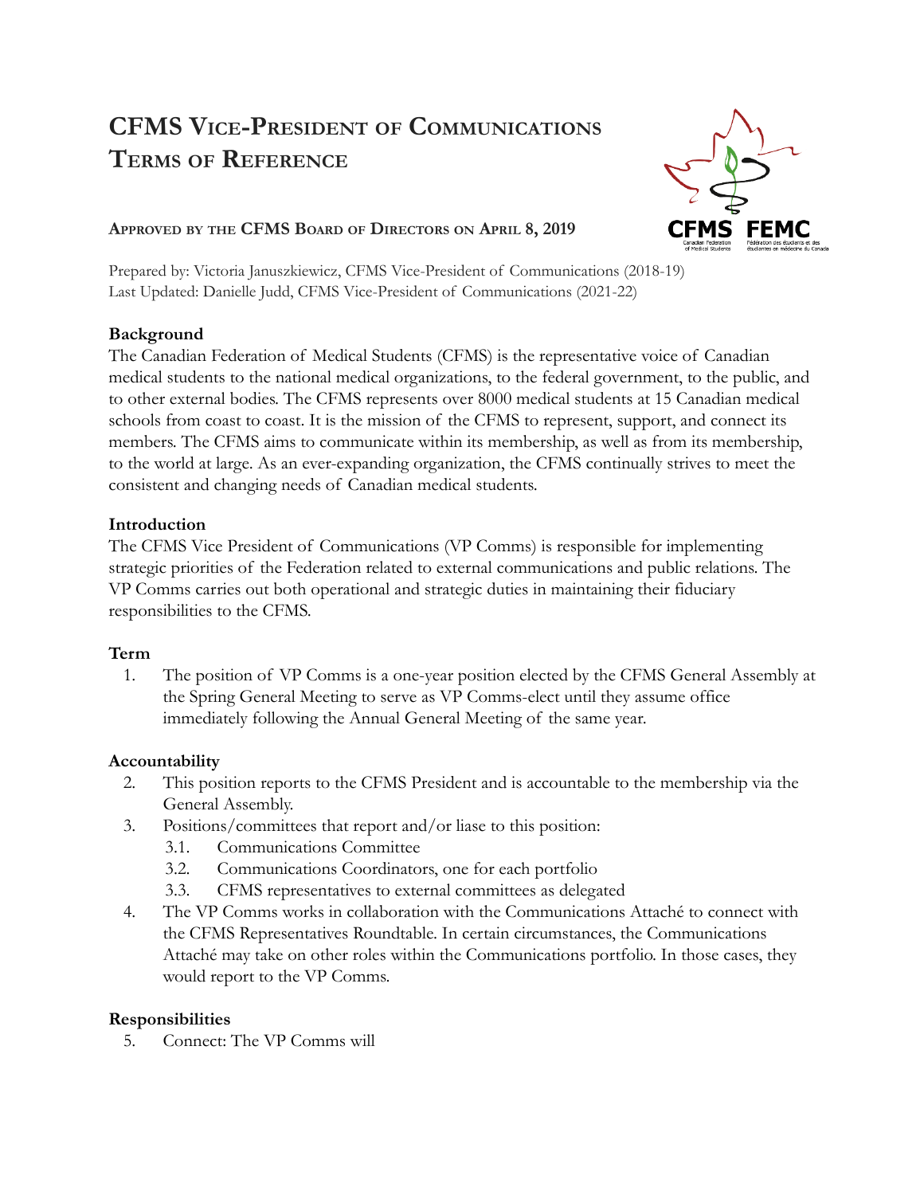# CFMS Vice-President of Communications Terms of Reference

**Approved by the CFMS Board of Directors on April 8, 2019**

Prepared by: Victoria Januszkiewicz, CFMS Vice-President of Communications (2018-19)
Last Updated: Danielle Judd, CFMS Vice-President of Communications (2021-22)

**Background**

The Canadian Federation of Medical Students (CFMS) is the representative voice of Canadian medical students to the national medical organizations, to the federal government, to the public, and to other external bodies. The CFMS represents over 8000 medical students at 15 Canadian medical schools from coast to coast. It is the mission of the CFMS to represent, support, and connect its members. The CFMS aims to communicate within its membership, as well as from its membership, to the world at large. As an ever-expanding organization, the CFMS continually strives to meet the consistent and changing needs of Canadian medical students.

**Introduction**

The CFMS Vice President of Communications (VP Comms) is responsible for implementing strategic priorities of the Federation related to external communications and public relations. The VP Comms carries out both operational and strategic duties in maintaining their fiduciary responsibilities to the CFMS.

**Term**

1. The position of VP Comms is a one-year position elected by the CFMS General Assembly at the Spring General Meeting to serve as VP Comms-elect until they assume office immediately following the Annual General Meeting of the same year.

**Accountability**

2. This position reports to the CFMS President and is accountable to the membership via the General Assembly.
3. Positions/committees that report and/or liase to this position:
   - 3.1. Communications Committee
   - 3.2. Communications Coordinators, one for each portfolio
   - 3.3. CFMS representatives to external committees as delegated
4. The VP Comms works in collaboration with the Communications Attaché to connect with the CFMS Representatives Roundtable. In certain circumstances, the Communications Attaché may take on other roles within the Communications portfolio. In those cases, they would report to the VP Comms.

**Responsibilities**

5. Connect: The VP Comms will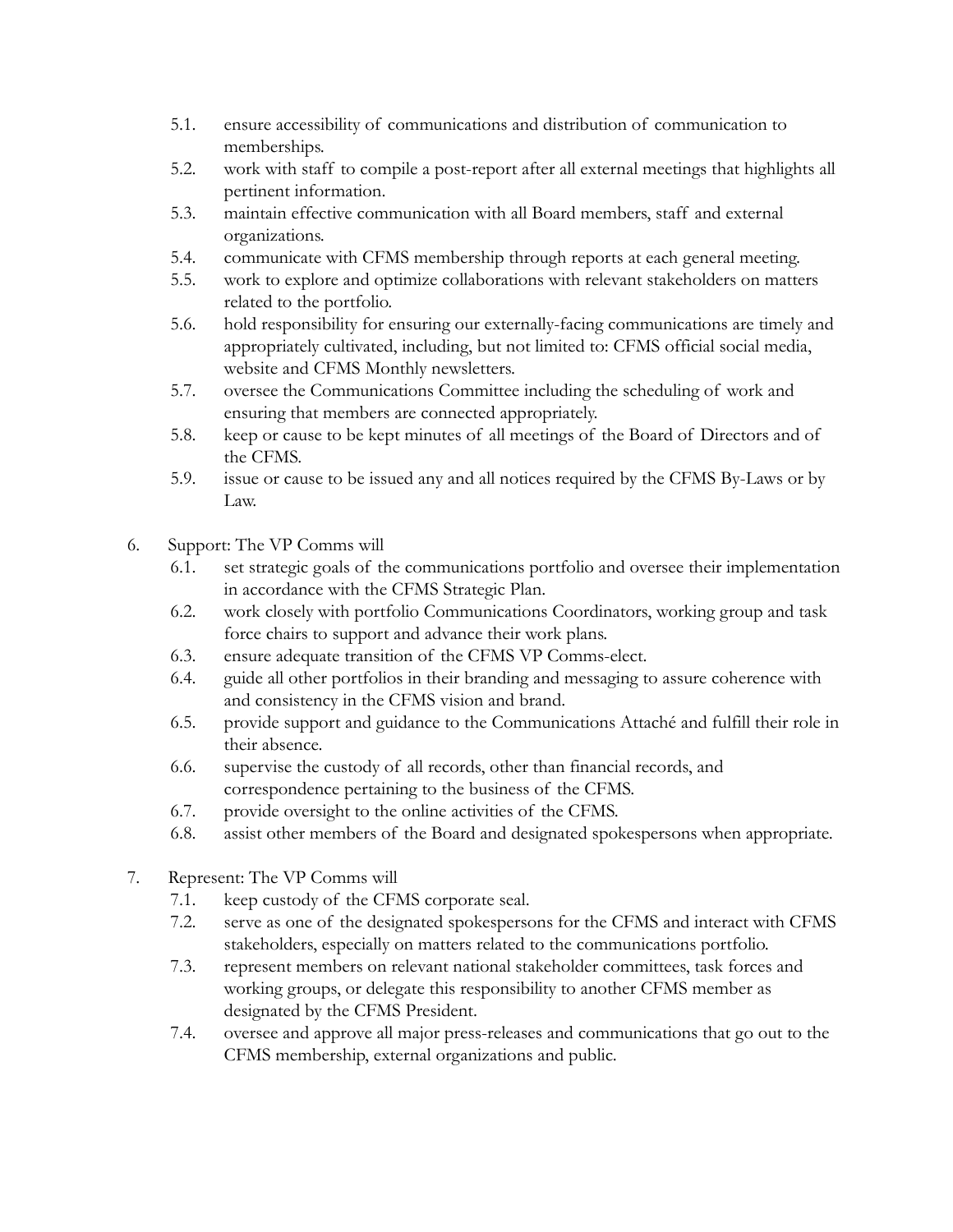5.1. ensure accessibility of communications and distribution of communication to memberships.
5.2. work with staff to compile a post-report after all external meetings that highlights all pertinent information.
5.3. maintain effective communication with all Board members, staff and external organizations.
5.4. communicate with CFMS membership through reports at each general meeting.
5.5. work to explore and optimize collaborations with relevant stakeholders on matters related to the portfolio.
5.6. hold responsibility for ensuring our externally-facing communications are timely and appropriately cultivated, including, but not limited to: CFMS official social media, website and CFMS Monthly newsletters.
5.7. oversee the Communications Committee including the scheduling of work and ensuring that members are connected appropriately.
5.8. keep or cause to be kept minutes of all meetings of the Board of Directors and of the CFMS.
5.9. issue or cause to be issued any and all notices required by the CFMS By-Laws or by Law.

6. Support: The VP Comms will
    6.1. set strategic goals of the communications portfolio and oversee their implementation in accordance with the CFMS Strategic Plan.
    6.2. work closely with portfolio Communications Coordinators, working group and task force chairs to support and advance their work plans.
    6.3. ensure adequate transition of the CFMS VP Comms-elect.
    6.4. guide all other portfolios in their branding and messaging to assure coherence with and consistency in the CFMS vision and brand.
    6.5. provide support and guidance to the Communications Attaché and fulfill their role in their absence.
    6.6. supervise the custody of all records, other than financial records, and correspondence pertaining to the business of the CFMS.
    6.7. provide oversight to the online activities of the CFMS.
    6.8. assist other members of the Board and designated spokespersons when appropriate.

7. Represent: The VP Comms will
    7.1. keep custody of the CFMS corporate seal.
    7.2. serve as one of the designated spokespersons for the CFMS and interact with CFMS stakeholders, especially on matters related to the communications portfolio.
    7.3. represent members on relevant national stakeholder committees, task forces and working groups, or delegate this responsibility to another CFMS member as designated by the CFMS President.
    7.4. oversee and approve all major press-releases and communications that go out to the CFMS membership, external organizations and public.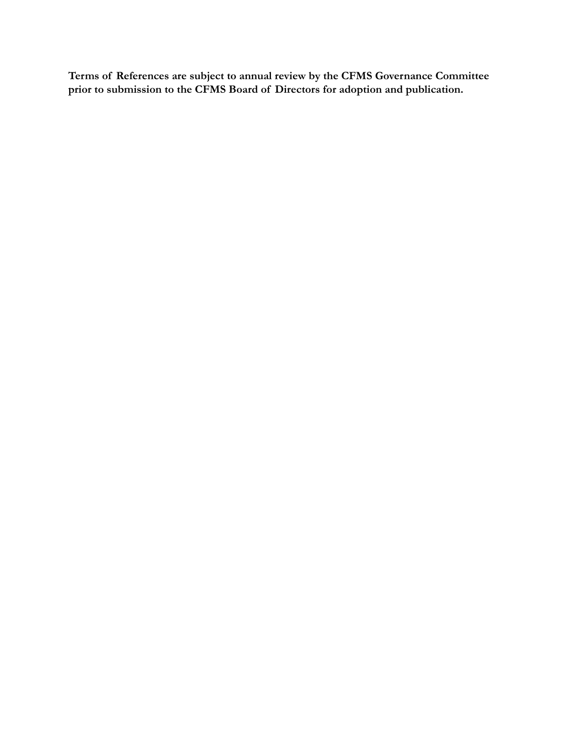**Terms of References are subject to annual review by the CFMS Governance Committee prior to submission to the CFMS Board of Directors for adoption and publication.**